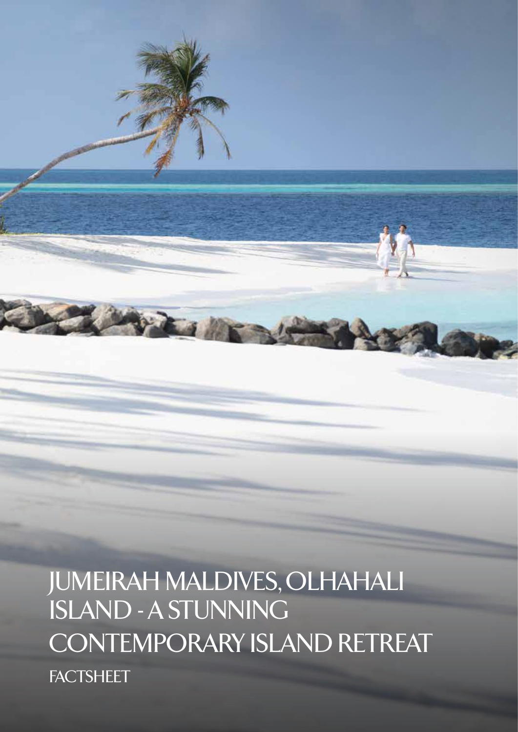# JUMEIRAH MALDIVES, OLHAHALI ISLAND - A STUNNING CONTEMPORARY ISLAND RETREAT

FACTSHEET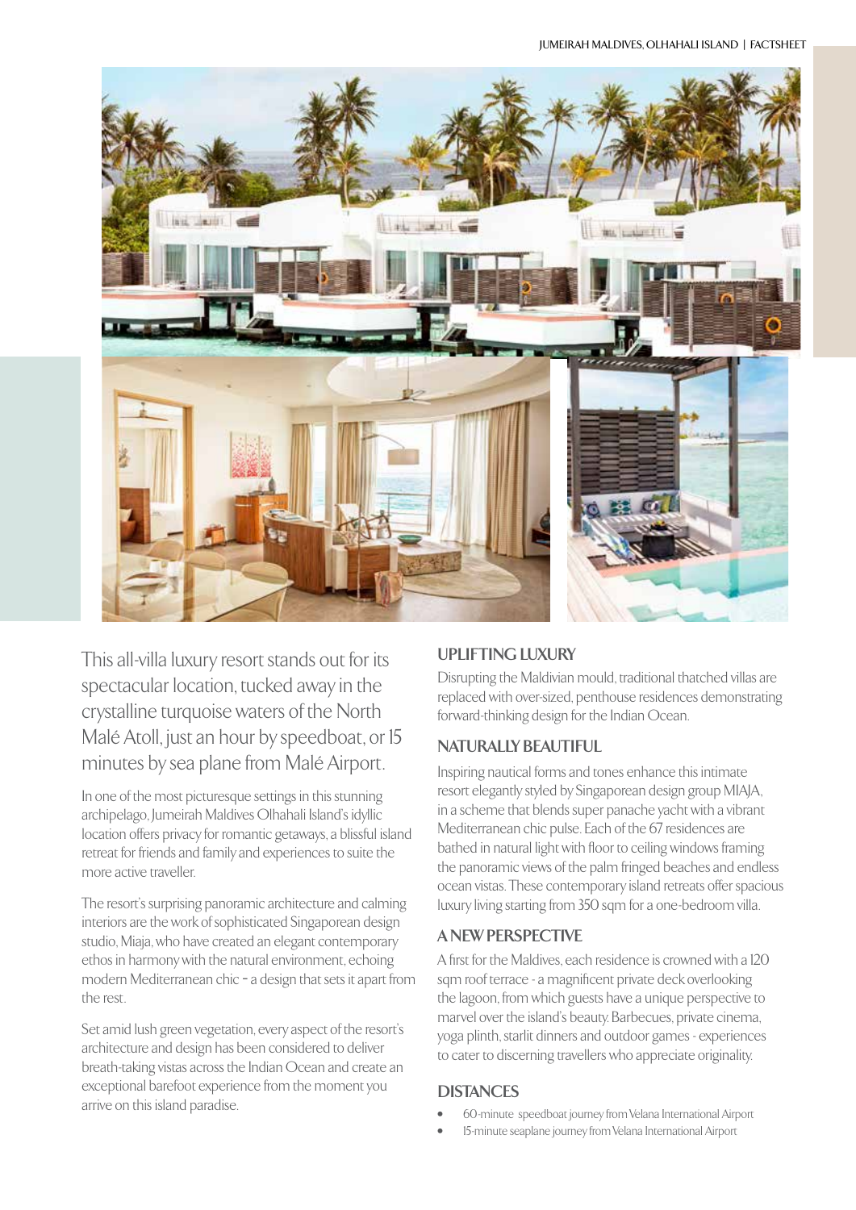This all-villa luxury resort stands out for its spectacular location, tucked away in the crystalline turquoise waters of the North Malé Atoll, just an hour by speedboat, or 15 minutes by sea plane from Malé Airport.

In one of the most picturesque settings in this stunning archipelago, Jumeirah Maldives Olhahali Island's idyllic location offers privacy for romantic getaways, a blissful island retreat for friends and family and experiences to suite the more active traveller.

The resort's surprising panoramic architecture and calming interiors are the work of sophisticated Singaporean design studio, Miaja, who have created an elegant contemporary ethos in harmony with the natural environment, echoing modern Mediterranean chic - a design that sets it apart from the rest.

Set amid lush green vegetation, every aspect of the resort's architecture and design has been considered to deliver breath-taking vistas across the Indian Ocean and create an exceptional barefoot experience from the moment you arrive on this island paradise.

## UPLIFTING LUXURY

Disrupting the Maldivian mould, traditional thatched villas are replaced with over-sized, penthouse residences demonstrating forward-thinking design for the Indian Ocean.

## NATURALLY BEAUTIFUL

Inspiring nautical forms and tones enhance this intimate resort elegantly styled by Singaporean design group MIAJA, in a scheme that blends super panache yacht with a vibrant Mediterranean chic pulse. Each of the 67 residences are bathed in natural light with floor to ceiling windows framing the panoramic views of the palm fringed beaches and endless ocean vistas. These contemporary island retreats offer spacious luxury living starting from 350 sqm for a one-bedroom villa.

## A NEW PERSPECTIVE

A first for the Maldives, each residence is crowned with a 120 sqm roof terrace - a magnificent private deck overlooking the lagoon, from which guests have a unique perspective to marvel over the island's beauty. Barbecues, private cinema, yoga plinth, starlit dinners and outdoor games - experiences to cater to discerning travellers who appreciate originality.

## DISTANCES

- 60-minute speedboat journey from Velana International Airport
- 15-minute seaplane journey from Velana International Airport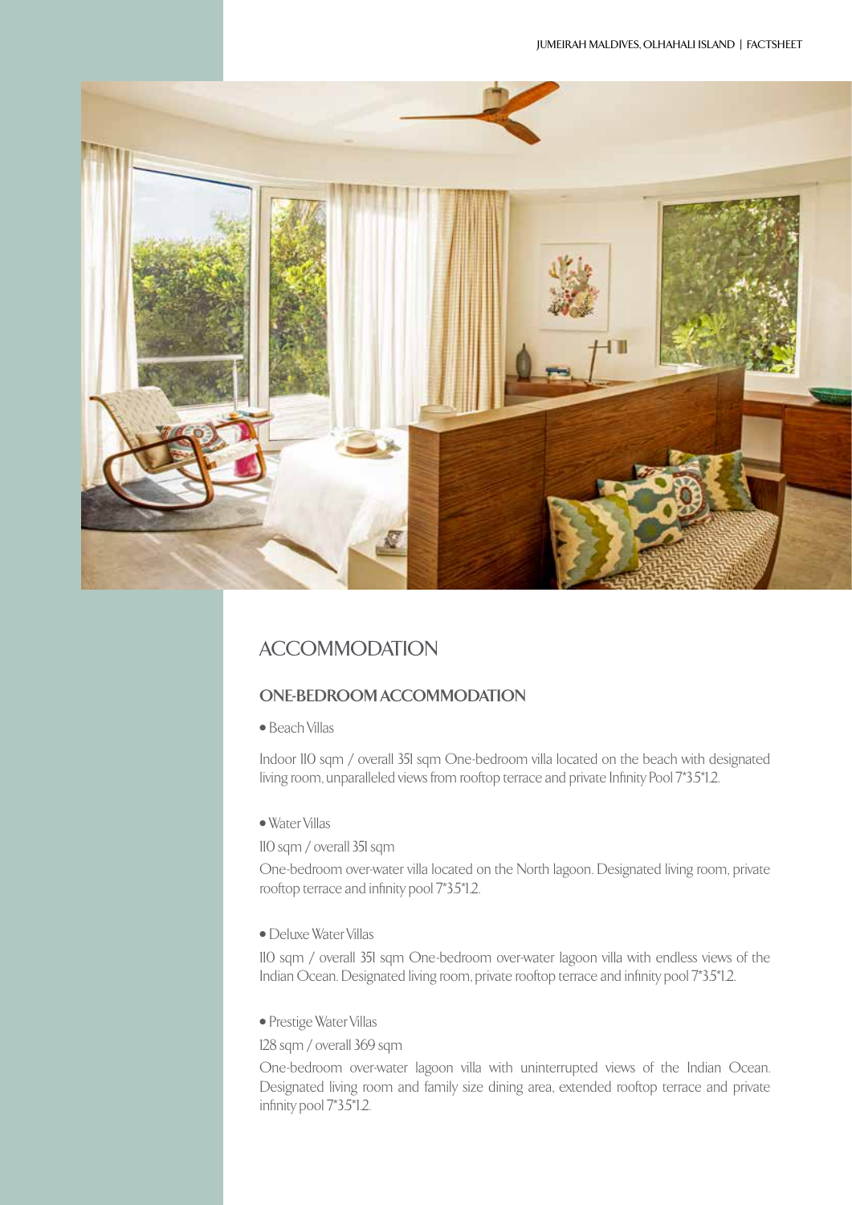# ACCOMMODATION

## ONE-BEDROOM ACCOMMODATION

- Beach Villas

Indoor 110 sqm / overall 351 sqm One-bedroom villa located on the beach with designated living room, unparalleled views from rooftop terrace and private Infinity Pool 7*3.5*1.2.

- Water Villas

110 sqm / overall 351 sqm

One-bedroom over-water villa located on the North lagoon. Designated living room, private rooftop terrace and infinity pool 7*3.5*1.2.

- Deluxe Water Villas

110 sqm / overall 351 sqm One-bedroom over-water lagoon villa with endless views of the Indian Ocean. Designated living room, private rooftop terrace and infinity pool 7*3.5*1.2.

- Prestige Water Villas

128 sqm / overall 369 sqm

One-bedroom over-water lagoon villa with uninterrupted views of the Indian Ocean. Designated living room and family size dining area, extended rooftop terrace and private infinity pool 7*3.5*1.2.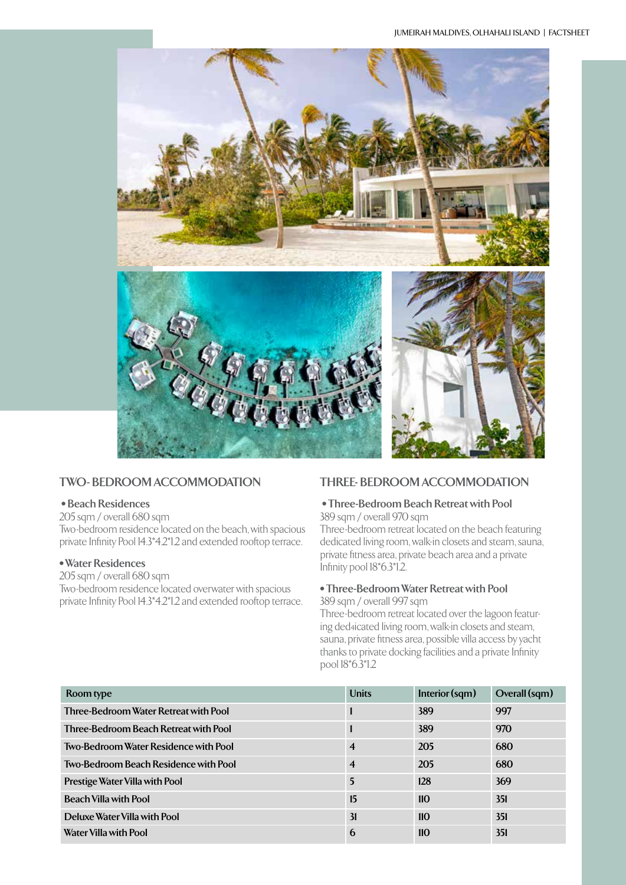## TWO- BEDROOM ACCOMMODATION

- **Beach Residences**

205 sqm / overall 680 sqm
Two-bedroom residence located on the beach, with spacious private Infinity Pool 14.3*4.2*1.2 and extended rooftop terrace.

- **Water Residences**

205 sqm / overall 680 sqm
Two-bedroom residence located overwater with spacious private Infinity Pool 14.3*4.2*1.2 and extended rooftop terrace.

## THREE- BEDROOM ACCOMMODATION

- **Three-Bedroom Beach Retreat with Pool**

389 sqm / overall 970 sqm
Three-bedroom retreat located on the beach featuring dedicated living room, walk-in closets and steam, sauna, private fitness area, private beach area and a private Infinity pool 18*6.3*1.2.

- **Three-Bedroom Water Retreat with Pool**

389 sqm / overall 997 sqm
Three-bedroom retreat located over the lagoon featuring ded4icated living room, walk-in closets and steam, sauna, private fitness area, possible villa access by yacht thanks to private docking facilities and a private Infinity pool 18*6.3*1.2

| Room type | Units | Interior (sqm) | Overall (sqm) |
|---|---|---|---|
| Three-Bedroom Water Retreat with Pool | 1 | 389 | 997 |
| Three-Bedroom Beach Retreat with Pool | 1 | 389 | 970 |
| Two-Bedroom Water Residence with Pool | 4 | 205 | 680 |
| Two-Bedroom Beach Residence with Pool | 4 | 205 | 680 |
| Prestige Water Villa with Pool | 5 | 128 | 369 |
| Beach Villa with Pool | 15 | 110 | 351 |
| Deluxe Water Villa with Pool | 31 | 110 | 351 |
| Water Villa with Pool | 6 | 110 | 351 |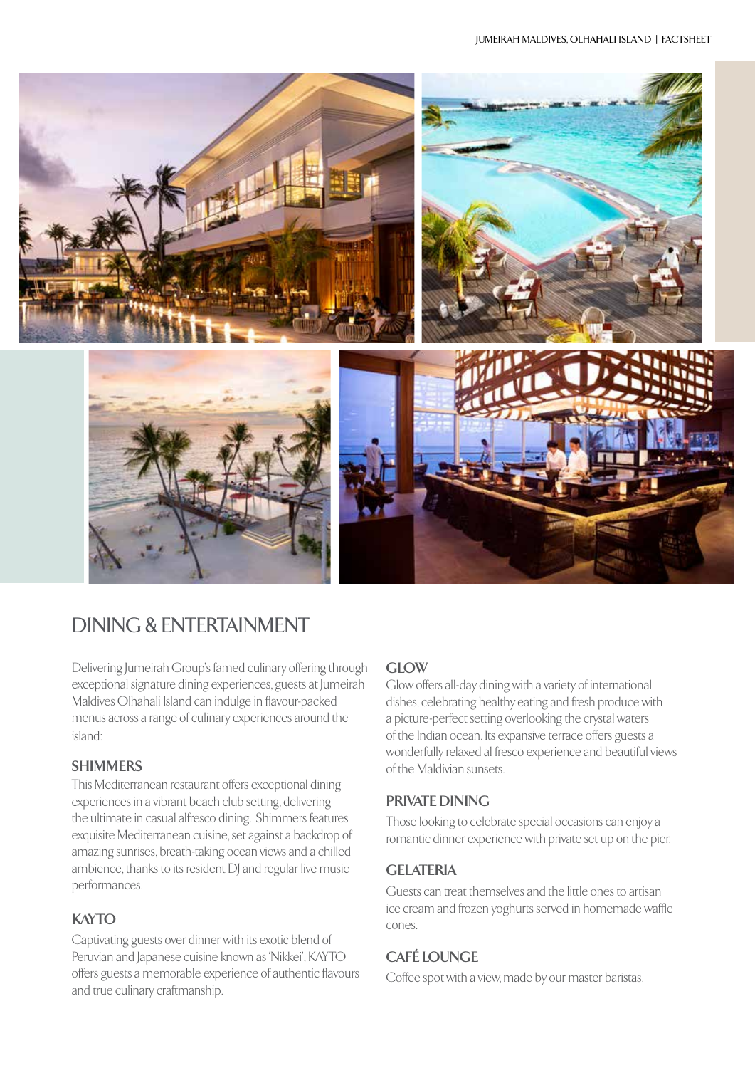## DINING & ENTERTAINMENT

Delivering Jumeirah Group's famed culinary offering through exceptional signature dining experiences, guests at Jumeirah Maldives Olhahali Island can indulge in flavour-packed menus across a range of culinary experiences around the island:

### SHIMMERS

This Mediterranean restaurant offers exceptional dining experiences in a vibrant beach club setting, delivering the ultimate in casual alfresco dining. Shimmers features exquisite Mediterranean cuisine, set against a backdrop of amazing sunrises, breath-taking ocean views and a chilled ambience, thanks to its resident DJ and regular live music performances.

### KAYTO

Captivating guests over dinner with its exotic blend of Peruvian and Japanese cuisine known as 'Nikkei', KAYTO offers guests a memorable experience of authentic flavours and true culinary craftmanship.

### GLOW

Glow offers all-day dining with a variety of international dishes, celebrating healthy eating and fresh produce with a picture-perfect setting overlooking the crystal waters of the Indian ocean. Its expansive terrace offers guests a wonderfully relaxed al fresco experience and beautiful views of the Maldivian sunsets.

### PRIVATE DINING

Those looking to celebrate special occasions can enjoy a romantic dinner experience with private set up on the pier.

### GELATERIA

Guests can treat themselves and the little ones to artisan ice cream and frozen yoghurts served in homemade waffle cones.

### CAFÉ LOUNGE

Coffee spot with a view, made by our master baristas.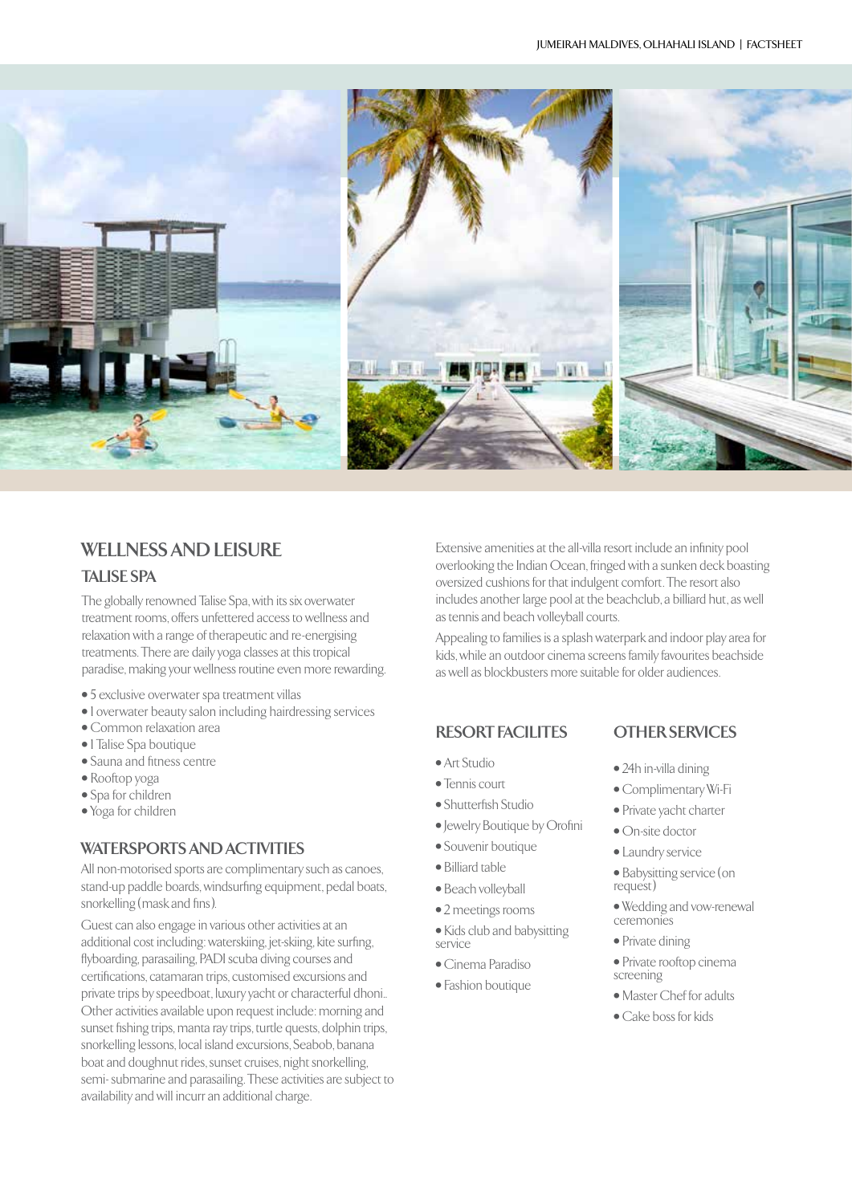## WELLNESS AND LEISURE

### TALISE SPA

The globally renowned Talise Spa, with its six overwater treatment rooms, offers unfettered access to wellness and relaxation with a range of therapeutic and re-energising treatments. There are daily yoga classes at this tropical paradise, making your wellness routine even more rewarding.

- 5 exclusive overwater spa treatment villas
- 1 overwater beauty salon including hairdressing services
- Common relaxation area
- 1 Talise Spa boutique
- Sauna and fitness centre
- Rooftop yoga
- Spa for children
- Yoga for children

### WATERSPORTS AND ACTIVITIES

All non-motorised sports are complimentary such as canoes, stand-up paddle boards, windsurfing equipment, pedal boats, snorkelling (mask and fins).

Guest can also engage in various other activities at an additional cost including: waterskiing, jet-skiing, kite surfing, flyboarding, parasailing, PADI scuba diving courses and certifications, catamaran trips, customised excursions and private trips by speedboat, luxury yacht or characterful dhoni.. Other activities available upon request include: morning and sunset fishing trips, manta ray trips, turtle quests, dolphin trips, snorkelling lessons, local island excursions, Seabob, banana boat and doughnut rides, sunset cruises, night snorkelling, semi- submarine and parasailing. These activities are subject to availability and will incurr an additional charge.

Extensive amenities at the all-villa resort include an infinity pool overlooking the Indian Ocean, fringed with a sunken deck boasting oversized cushions for that indulgent comfort. The resort also includes another large pool at the beachclub, a billiard hut, as well as tennis and beach volleyball courts.

Appealing to families is a splash waterpark and indoor play area for kids, while an outdoor cinema screens family favourites beachside as well as blockbusters more suitable for older audiences.

### RESORT FACILITES

- Art Studio
- Tennis court
- Shutterfish Studio
- Jewelry Boutique by Orofini
- Souvenir boutique
- Billiard table
- Beach volleyball
- 2 meetings rooms
- Kids club and babysitting service
- Cinema Paradiso
- Fashion boutique

### OTHER SERVICES

- 24h in-villa dining
- Complimentary Wi-Fi
- Private yacht charter
- On-site doctor
- Laundry service
- Babysitting service (on request)
- Wedding and vow-renewal ceremonies
- Private dining
- Private rooftop cinema screening
- Master Chef for adults
- Cake boss for kids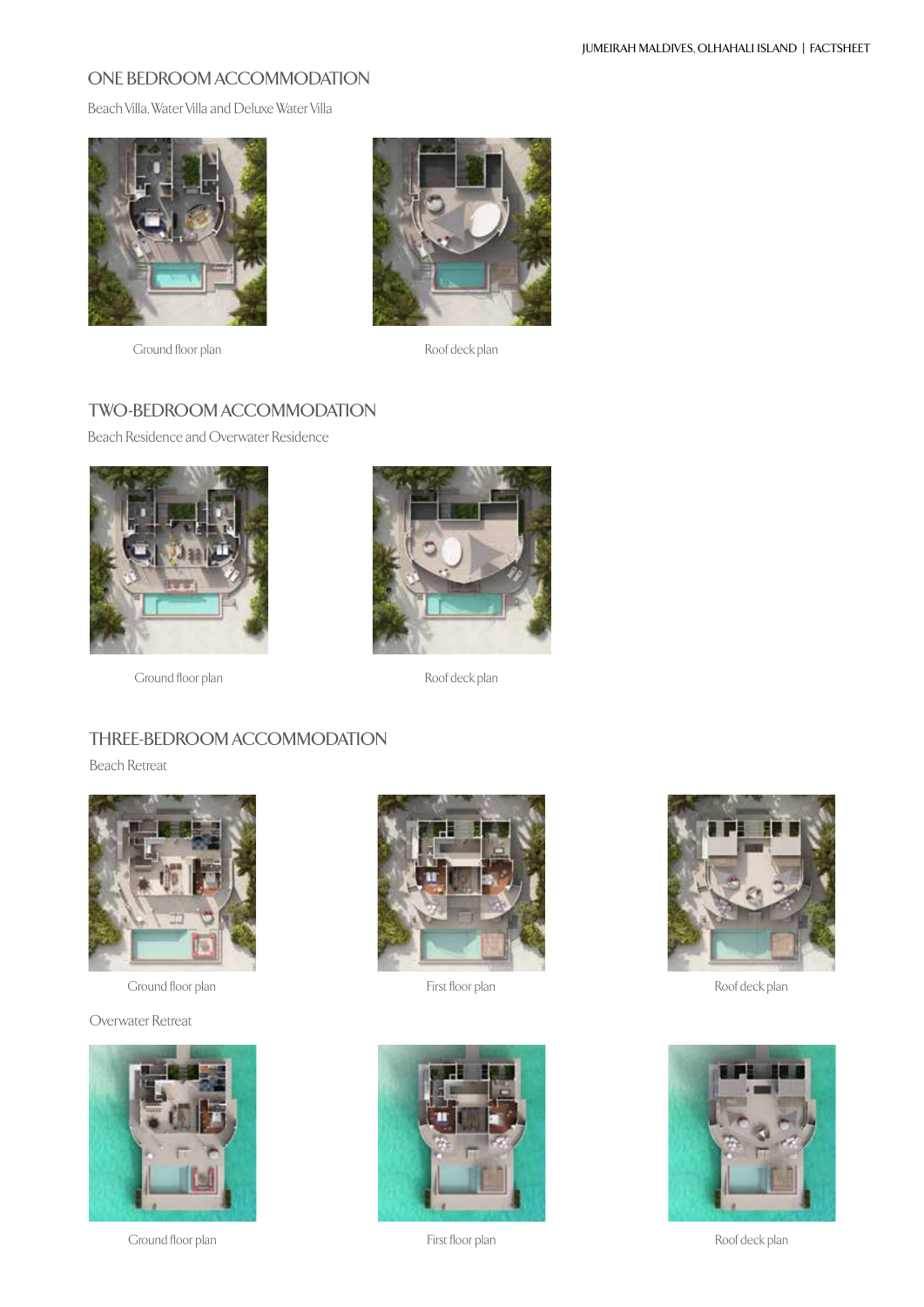## ONE BEDROOM ACCOMMODATION

Beach Villa, Water Villa and Deluxe Water Villa

Ground floor plan

Roof deck plan

## TWO-BEDROOM ACCOMMODATION

Beach Residence and Overwater Residence

Ground floor plan

Roof deck plan

## THREE-BEDROOM ACCOMMODATION

Beach Retreat

Ground floor plan

First floor plan

Roof deck plan

Overwater Retreat

Ground floor plan

First floor plan

Roof deck plan